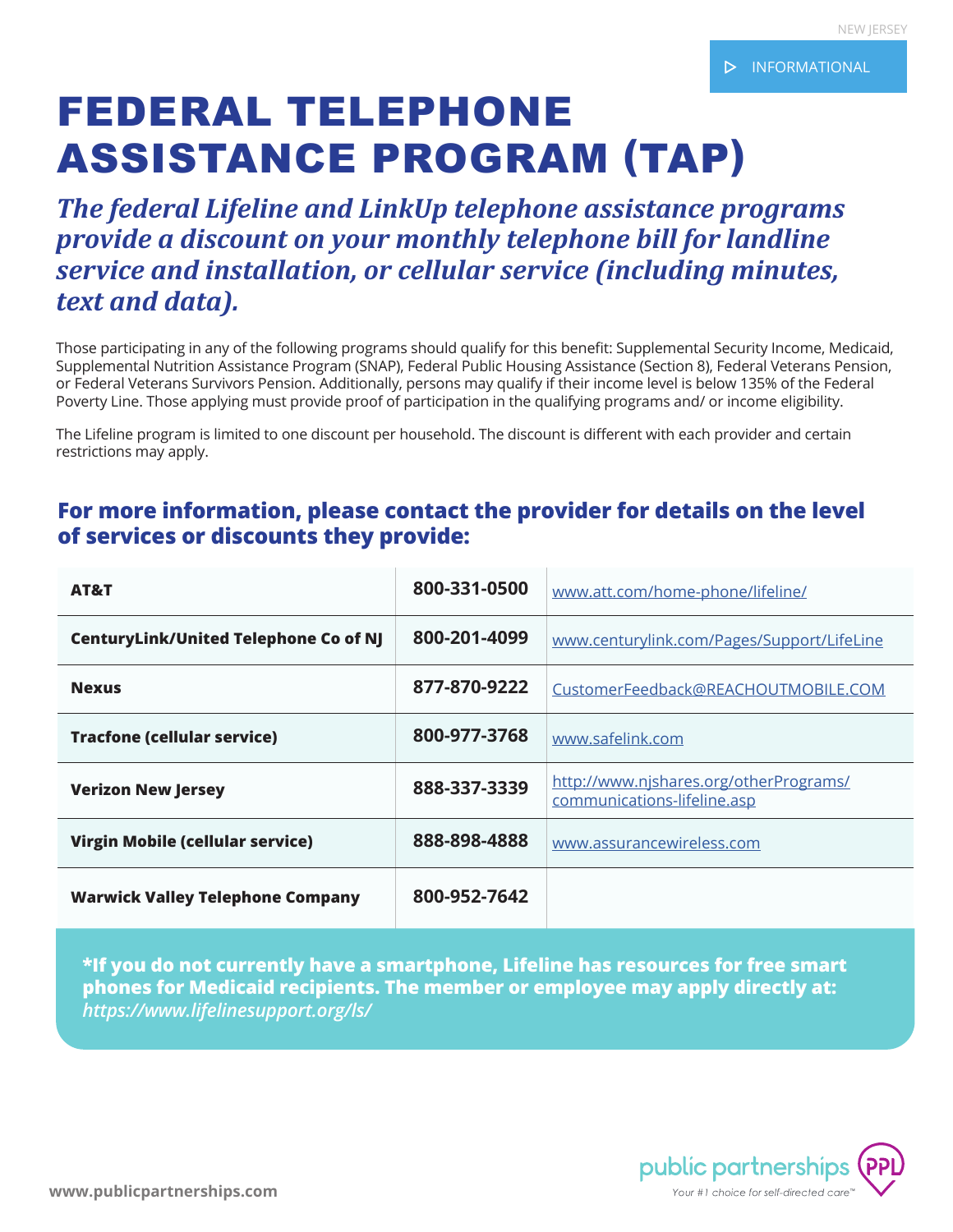NEW JERSEY

INFORMATIONAL

# FEDERAL TELEPHONE ASSISTANCE PROGRAM (TAP)

## *The federal Lifeline and LinkUp telephone assistance programs provide a discount on your monthly telephone bill for landline service and installation, or cellular service (including minutes, text and data).*

Those participating in any of the following programs should qualify for this benefit: Supplemental Security Income, Medicaid, Supplemental Nutrition Assistance Program (SNAP), Federal Public Housing Assistance (Section 8), Federal Veterans Pension, or Federal Veterans Survivors Pension. Additionally, persons may qualify if their income level is below 135% of the Federal Poverty Line. Those applying must provide proof of participation in the qualifying programs and/ or income eligibility.

The Lifeline program is limited to one discount per household. The discount is different with each provider and certain restrictions may apply.

### For more information, please contact the provider for details on the level of services or discounts they provide:

| Provider | Phone | Contact |
|---|---|---|
| **AT&T** | **800-331-0500** | www.att.com/home-phone/lifeline/ |
| **CenturyLink/United Telephone Co of NJ** | **800-201-4099** | www.centurylink.com/Pages/Support/LifeLine |
| **Nexus** | **877-870-9222** | CustomerFeedback@REACHOUTMOBILE.COM |
| **Tracfone (cellular service)** | **800-977-3768** | www.safelink.com |
| **Verizon New Jersey** | **888-337-3339** | http://www.njshares.org/otherPrograms/communications-lifeline.asp |
| **Virgin Mobile (cellular service)** | **888-898-4888** | www.assurancewireless.com |
| **Warwick Valley Telephone Company** | **800-952-7642** | |

**\*If you do not currently have a smartphone, Lifeline has resources for free smart phones for Medicaid recipients. The member or employee may apply directly at:** ***https://www.lifelinesupport.org/ls/***

www.publicpartnerships.com

public partnerships PPL
Your #1 choice for self-directed care™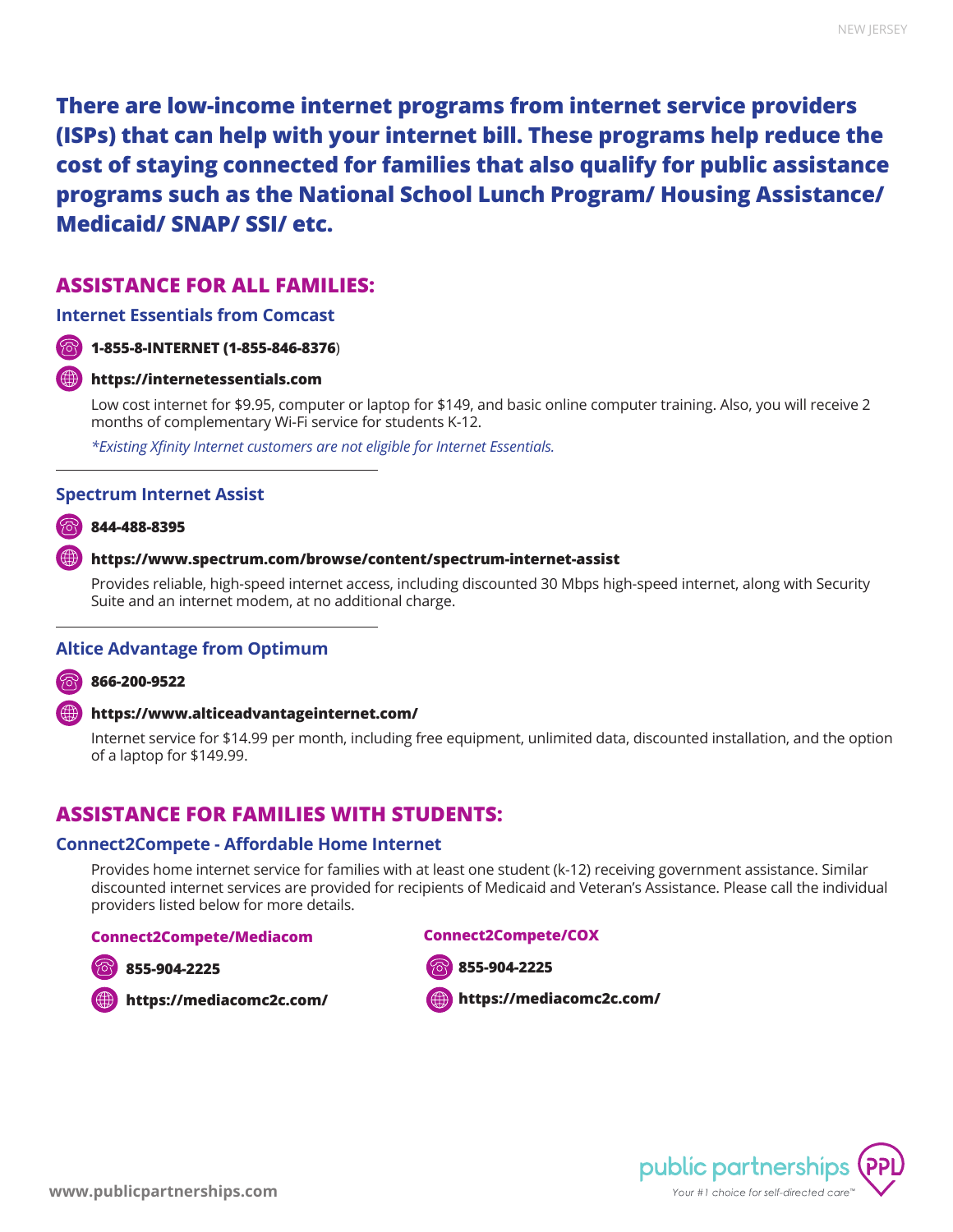**There are low-income internet programs from internet service providers (ISPs) that can help with your internet bill. These programs help reduce the cost of staying connected for families that also qualify for public assistance programs such as the National School Lunch Program/ Housing Assistance/ Medicaid/ SNAP/ SSI/ etc.**

## ASSISTANCE FOR ALL FAMILIES:

### Internet Essentials from Comcast

**1-855-8-INTERNET (1-855-846-8376)**

**https://internetessentials.com**

Low cost internet for $9.95, computer or laptop for $149, and basic online computer training. Also, you will receive 2 months of complementary Wi-Fi service for students K-12.

*\*Existing Xfinity Internet customers are not eligible for Internet Essentials.*

---

### Spectrum Internet Assist

**844-488-8395**

**https://www.spectrum.com/browse/content/spectrum-internet-assist**

Provides reliable, high-speed internet access, including discounted 30 Mbps high-speed internet, along with Security Suite and an internet modem, at no additional charge.

---

### Altice Advantage from Optimum

**866-200-9522**

**https://www.alticeadvantageinternet.com/**

Internet service for $14.99 per month, including free equipment, unlimited data, discounted installation, and the option of a laptop for $149.99.

## ASSISTANCE FOR FAMILIES WITH STUDENTS:

### Connect2Compete - Affordable Home Internet

Provides home internet service for families with at least one student (k-12) receiving government assistance. Similar discounted internet services are provided for recipients of Medicaid and Veteran's Assistance. Please call the individual providers listed below for more details.

#### Connect2Compete/Mediacom

**855-904-2225**

**https://mediacomc2c.com/**

#### Connect2Compete/COX

**855-904-2225**

**https://mediacomc2c.com/**

**www.publicpartnerships.com**

public partnerships PPL
Your #1 choice for self-directed care™